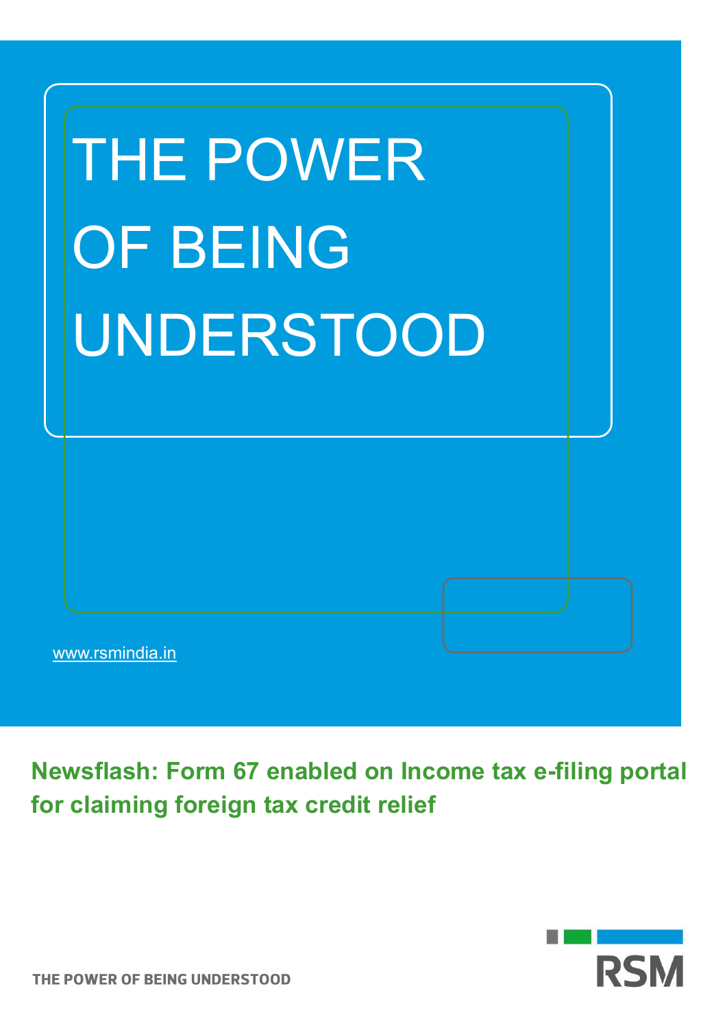# THE POWER OF BEING UNDERSTOOD

www.rsmindia.in

## Newsflash: Form 67 enabled on Income tax e-filing portal for claiming foreign tax credit relief

THE POWER OF BEING UNDERSTOOD

RSM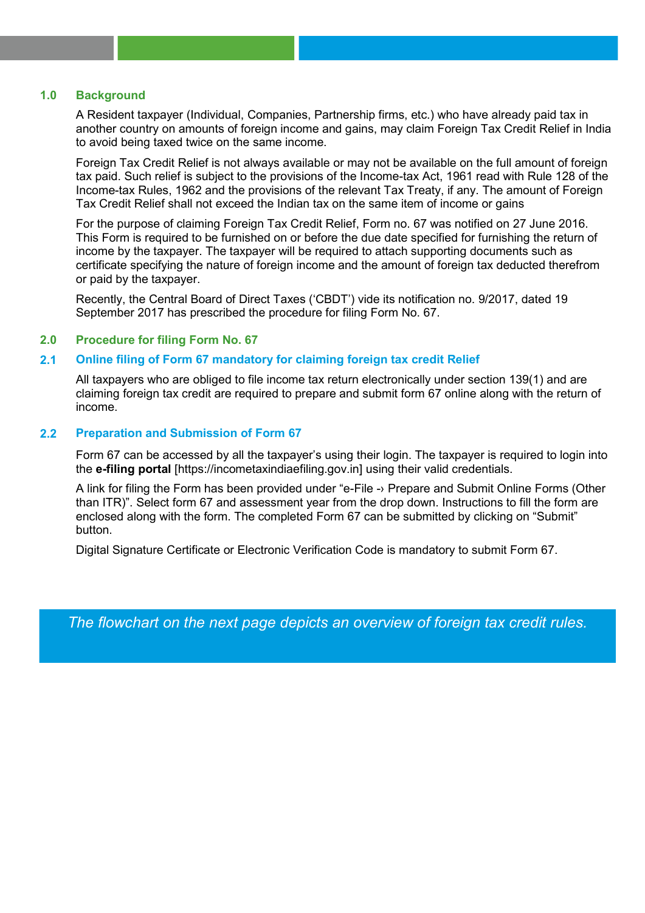## 1.0 Background

A Resident taxpayer (Individual, Companies, Partnership firms, etc.) who have already paid tax in another country on amounts of foreign income and gains, may claim Foreign Tax Credit Relief in India to avoid being taxed twice on the same income.

Foreign Tax Credit Relief is not always available or may not be available on the full amount of foreign tax paid. Such relief is subject to the provisions of the Income-tax Act, 1961 read with Rule 128 of the Income-tax Rules, 1962 and the provisions of the relevant Tax Treaty, if any. The amount of Foreign Tax Credit Relief shall not exceed the Indian tax on the same item of income or gains

For the purpose of claiming Foreign Tax Credit Relief, Form no. 67 was notified on 27 June 2016. This Form is required to be furnished on or before the due date specified for furnishing the return of income by the taxpayer. The taxpayer will be required to attach supporting documents such as certificate specifying the nature of foreign income and the amount of foreign tax deducted therefrom or paid by the taxpayer.

Recently, the Central Board of Direct Taxes ('CBDT') vide its notification no. 9/2017, dated 19 September 2017 has prescribed the procedure for filing Form No. 67.

## 2.0 Procedure for filing Form No. 67

### 2.1 Online filing of Form 67 mandatory for claiming foreign tax credit Relief

All taxpayers who are obliged to file income tax return electronically under section 139(1) and are claiming foreign tax credit are required to prepare and submit form 67 online along with the return of income.

### 2.2 Preparation and Submission of Form 67

Form 67 can be accessed by all the taxpayer's using their login. The taxpayer is required to login into the **e-filing portal** [https://incometaxindiaefiling.gov.in] using their valid credentials.

A link for filing the Form has been provided under "e-File -› Prepare and Submit Online Forms (Other than ITR)". Select form 67 and assessment year from the drop down. Instructions to fill the form are enclosed along with the form. The completed Form 67 can be submitted by clicking on "Submit" button.

Digital Signature Certificate or Electronic Verification Code is mandatory to submit Form 67.

*The flowchart on the next page depicts an overview of foreign tax credit rules.*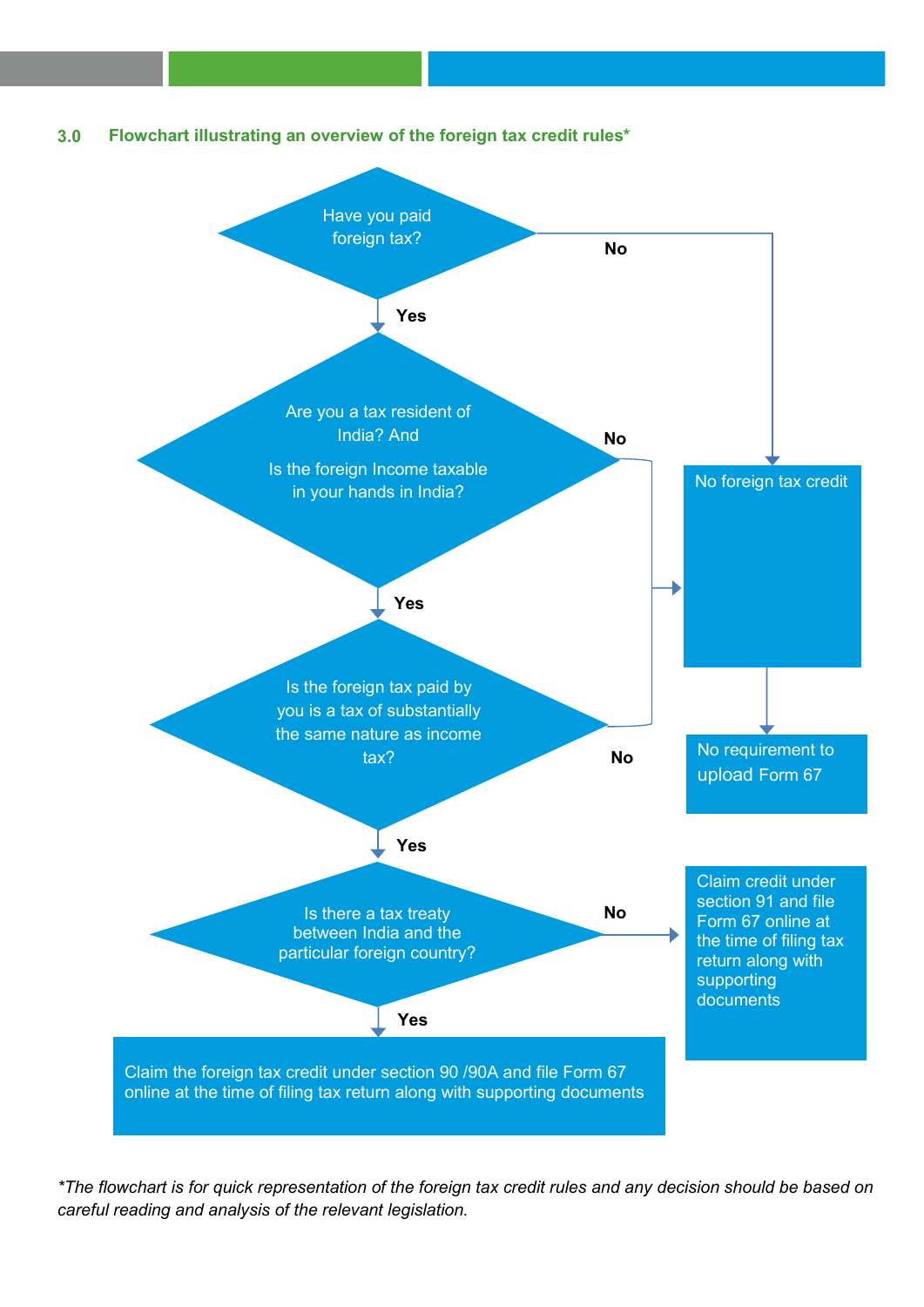### 3.0 Flowchart illustrating an overview of the foreign tax credit rules*

Have you paid foreign tax?

No

Yes

Are you a tax resident of India? And

Is the foreign Income taxable in your hands in India?

No

No foreign tax credit

Yes

Is the foreign tax paid by you is a tax of substantially the same nature as income tax?

No

No requirement to upload Form 67

Yes

Is there a tax treaty between India and the particular foreign country?

No

Claim credit under section 91 and file Form 67 online at the time of filing tax return along with supporting documents

Yes

Claim the foreign tax credit under section 90 /90A and file Form 67 online at the time of filing tax return along with supporting documents

*\*The flowchart is for quick representation of the foreign tax credit rules and any decision should be based on careful reading and analysis of the relevant legislation.*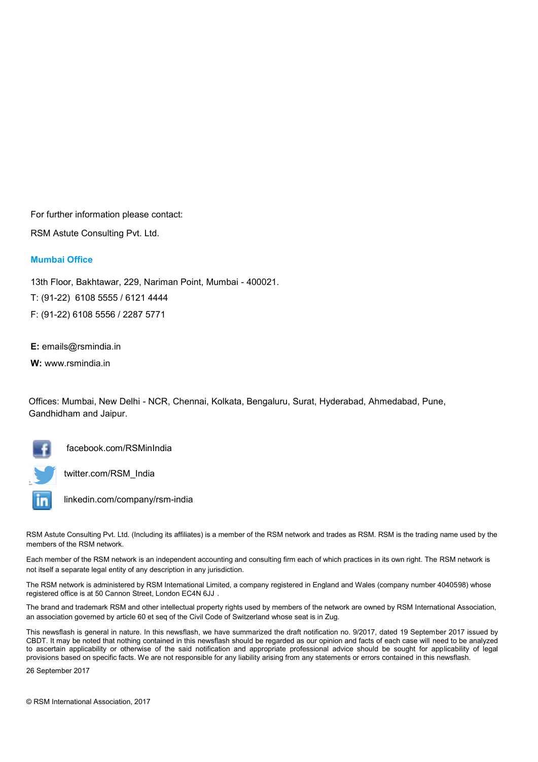For further information please contact:

RSM Astute Consulting Pvt. Ltd.

### Mumbai Office

13th Floor, Bakhtawar, 229, Nariman Point, Mumbai - 400021.

T: (91-22) 6108 5555 / 6121 4444

F: (91-22) 6108 5556 / 2287 5771

**E:** emails@rsmindia.in

**W:** www.rsmindia.in

Offices: Mumbai, New Delhi - NCR, Chennai, Kolkata, Bengaluru, Surat, Hyderabad, Ahmedabad, Pune, Gandhidham and Jaipur.

facebook.com/RSMinIndia

twitter.com/RSM_India

linkedin.com/company/rsm-india

RSM Astute Consulting Pvt. Ltd. (Including its affiliates) is a member of the RSM network and trades as RSM. RSM is the trading name used by the members of the RSM network.

Each member of the RSM network is an independent accounting and consulting firm each of which practices in its own right. The RSM network is not itself a separate legal entity of any description in any jurisdiction.

The RSM network is administered by RSM International Limited, a company registered in England and Wales (company number 4040598) whose registered office is at 50 Cannon Street, London EC4N 6JJ .

The brand and trademark RSM and other intellectual property rights used by members of the network are owned by RSM International Association, an association governed by article 60 et seq of the Civil Code of Switzerland whose seat is in Zug.

This newsflash is general in nature. In this newsflash, we have summarized the draft notification no. 9/2017, dated 19 September 2017 issued by CBDT. It may be noted that nothing contained in this newsflash should be regarded as our opinion and facts of each case will need to be analyzed to ascertain applicability or otherwise of the said notification and appropriate professional advice should be sought for applicability of legal provisions based on specific facts. We are not responsible for any liability arising from any statements or errors contained in this newsflash.

26 September 2017

© RSM International Association, 2017